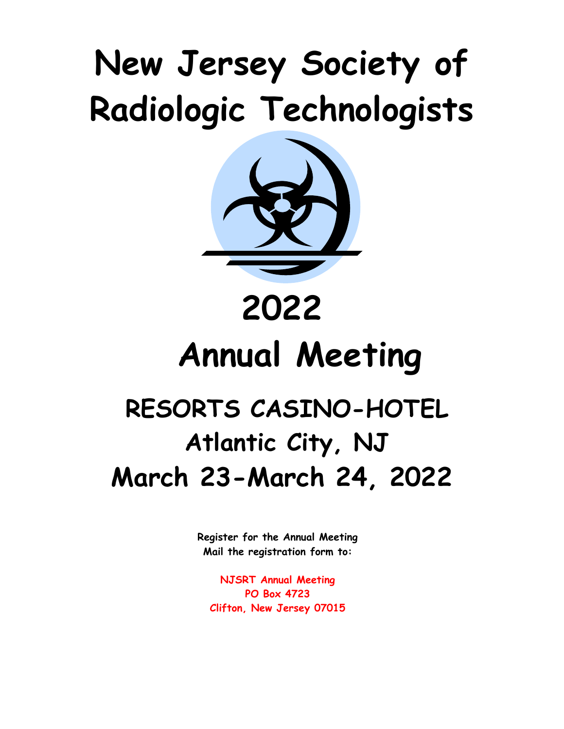# New Jersey Society of Radiologic Technologists

# 2022

# Annual Meeting

## RESORTS CASINO-HOTEL

## Atlantic City, NJ

## March 23-March 24, 2022

**Register for the Annual Meeting**
**Mail the registration form to:**

**NJSRT Annual Meeting**
**PO Box 4723**
**Clifton, New Jersey 07015**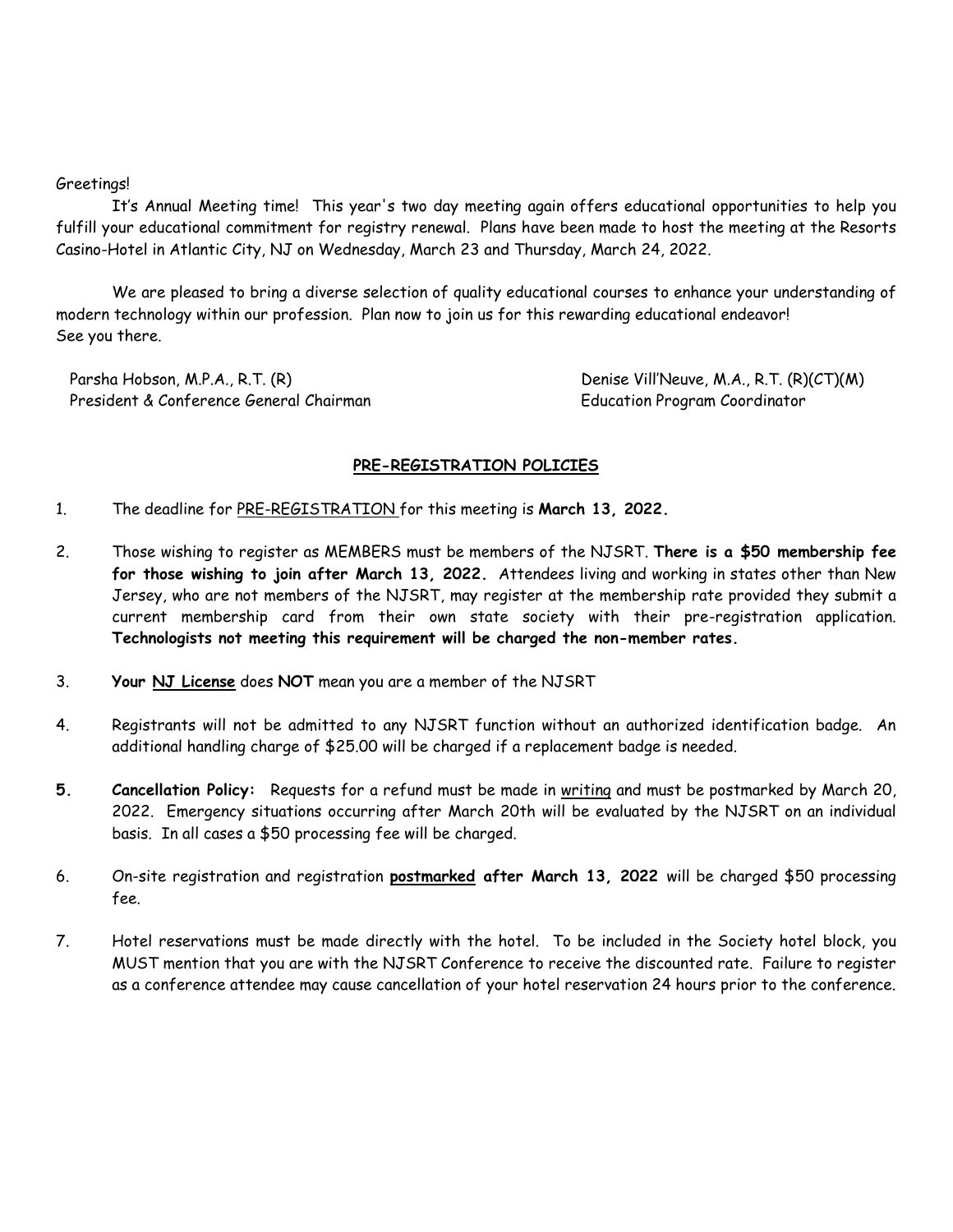Greetings!

It's Annual Meeting time! This year's two day meeting again offers educational opportunities to help you fulfill your educational commitment for registry renewal. Plans have been made to host the meeting at the Resorts Casino-Hotel in Atlantic City, NJ on Wednesday, March 23 and Thursday, March 24, 2022.

We are pleased to bring a diverse selection of quality educational courses to enhance your understanding of modern technology within our profession. Plan now to join us for this rewarding educational endeavor! See you there.

Parsha Hobson, M.P.A., R.T. (R)
President & Conference General Chairman

Denise Vill'Neuve, M.A., R.T. (R)(CT)(M)
Education Program Coordinator

## PRE-REGISTRATION POLICIES

1. The deadline for PRE-REGISTRATION for this meeting is **March 13, 2022.**

2. Those wishing to register as MEMBERS must be members of the NJSRT. **There is a $50 membership fee for those wishing to join after March 13, 2022.** Attendees living and working in states other than New Jersey, who are not members of the NJSRT, may register at the membership rate provided they submit a current membership card from their own state society with their pre-registration application. **Technologists not meeting this requirement will be charged the non-member rates.**

3. **Your NJ License** does **NOT** mean you are a member of the NJSRT

4. Registrants will not be admitted to any NJSRT function without an authorized identification badge. An additional handling charge of $25.00 will be charged if a replacement badge is needed.

5. **Cancellation Policy:** Requests for a refund must be made in writing and must be postmarked by March 20, 2022. Emergency situations occurring after March 20th will be evaluated by the NJSRT on an individual basis. In all cases a $50 processing fee will be charged.

6. On-site registration and registration **postmarked after March 13, 2022** will be charged $50 processing fee.

7. Hotel reservations must be made directly with the hotel. To be included in the Society hotel block, you MUST mention that you are with the NJSRT Conference to receive the discounted rate. Failure to register as a conference attendee may cause cancellation of your hotel reservation 24 hours prior to the conference.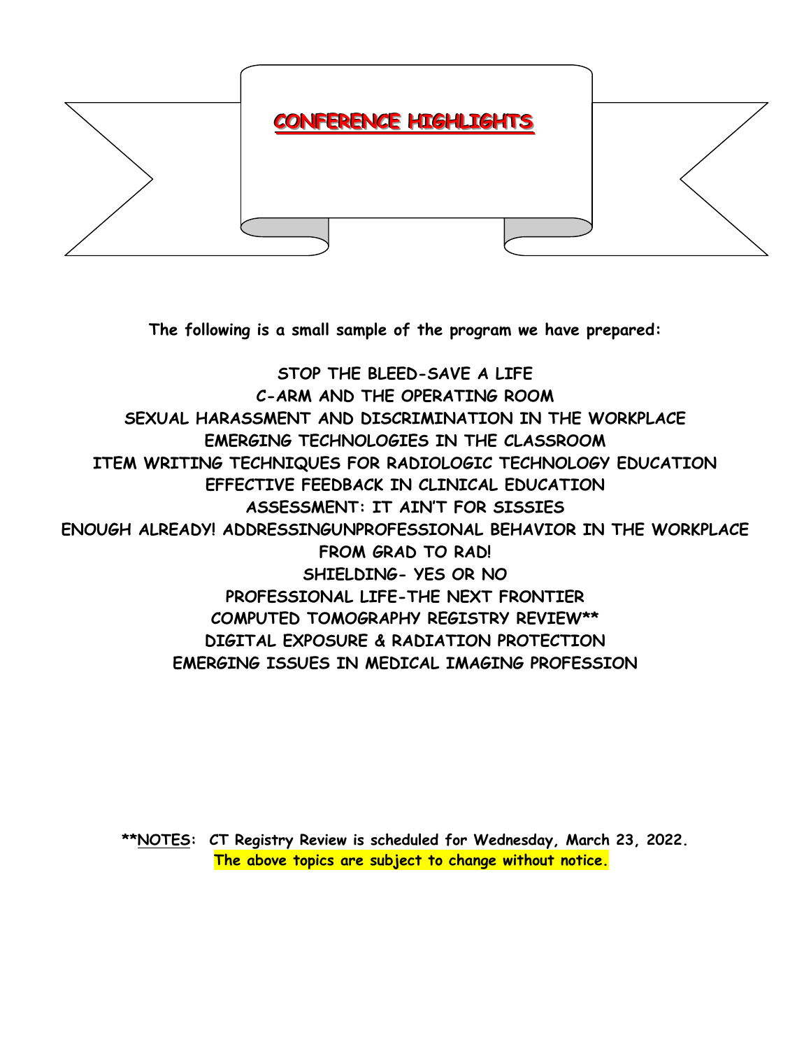# CONFERENCE HIGHLIGHTS

**The following is a small sample of the program we have prepared:**

**STOP THE BLEED-SAVE A LIFE**
**C-ARM AND THE OPERATING ROOM**
**SEXUAL HARASSMENT AND DISCRIMINATION IN THE WORKPLACE**
**EMERGING TECHNOLOGIES IN THE CLASSROOM**
**ITEM WRITING TECHNIQUES FOR RADIOLOGIC TECHNOLOGY EDUCATION**
**EFFECTIVE FEEDBACK IN CLINICAL EDUCATION**
**ASSESSMENT: IT AIN'T FOR SISSIES**
**ENOUGH ALREADY! ADDRESSINGUNPROFESSIONAL BEHAVIOR IN THE WORKPLACE**
**FROM GRAD TO RAD!**
**SHIELDING- YES OR NO**
**PROFESSIONAL LIFE-THE NEXT FRONTIER**
**COMPUTED TOMOGRAPHY REGISTRY REVIEW****
**DIGITAL EXPOSURE & RADIATION PROTECTION**
**EMERGING ISSUES IN MEDICAL IMAGING PROFESSION**

****NOTES: CT Registry Review is scheduled for Wednesday, March 23, 2022.**
**The above topics are subject to change without notice.**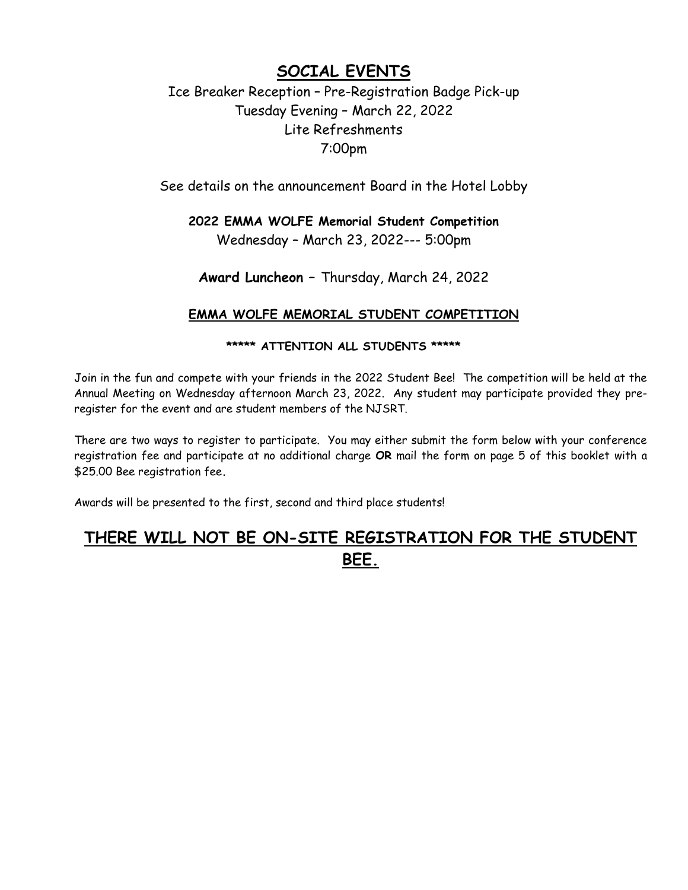# SOCIAL EVENTS

Ice Breaker Reception – Pre-Registration Badge Pick-up
Tuesday Evening – March 22, 2022
Lite Refreshments
7:00pm

See details on the announcement Board in the Hotel Lobby

**2022 EMMA WOLFE Memorial Student Competition**
Wednesday – March 23, 2022--- 5:00pm

**Award Luncheon –** Thursday, March 24, 2022

## EMMA WOLFE MEMORIAL STUDENT COMPETITION

**\*\*\*\*\* ATTENTION ALL STUDENTS \*\*\*\*\***

Join in the fun and compete with your friends in the 2022 Student Bee! The competition will be held at the Annual Meeting on Wednesday afternoon March 23, 2022. Any student may participate provided they pre-register for the event and are student members of the NJSRT.

There are two ways to register to participate. You may either submit the form below with your conference registration fee and participate at no additional charge **OR** mail the form on page 5 of this booklet with a $25.00 Bee registration fee.

Awards will be presented to the first, second and third place students!

## THERE WILL NOT BE ON-SITE REGISTRATION FOR THE STUDENT BEE.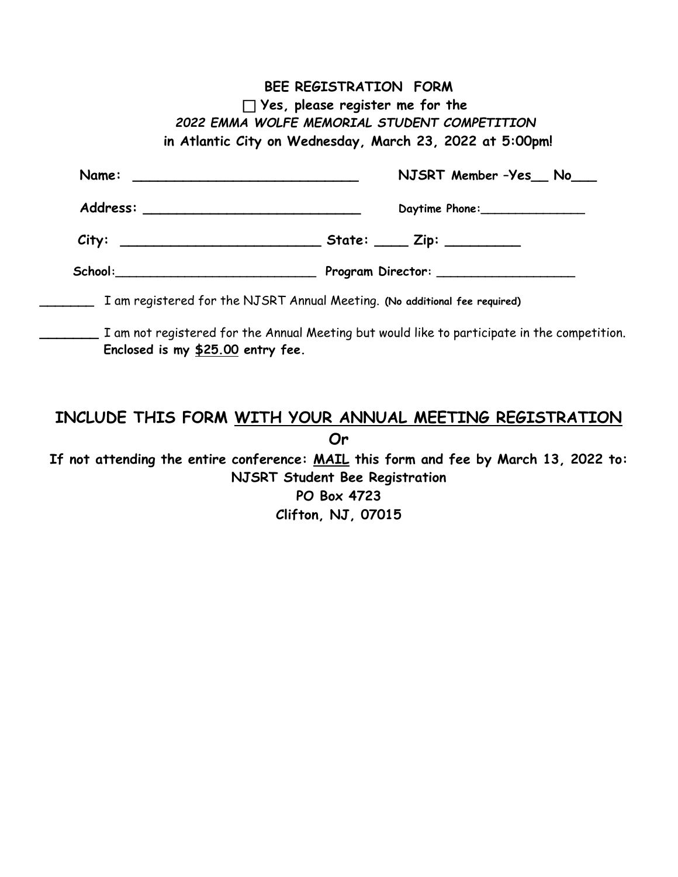**BEE REGISTRATION FORM**

☐ **Yes, please register me for the**

***2022 EMMA WOLFE MEMORIAL STUDENT COMPETITION***

**in Atlantic City on Wednesday, March 23, 2022 at 5:00pm!**

**Name:** ____________________________ **NJSRT Member –Yes__ No___**

**Address:** ___________________________ **Daytime Phone:**_______________

**City:** _________________________ **State:** ____ **Zip:** _________

**School:**__________________________ **Program Director:** __________________

_______ I am registered for the NJSRT Annual Meeting. **(No additional fee required)**

________ I am not registered for the Annual Meeting but would like to participate in the competition. **Enclosed is my <u>$25.00</u> entry fee.**

## INCLUDE THIS FORM <u>WITH YOUR ANNUAL MEETING REGISTRATION</u>

**Or**

**If not attending the entire conference: <u>MAIL</u> this form and fee by March 13, 2022 to:**

**NJSRT Student Bee Registration**

**PO Box 4723**

**Clifton, NJ, 07015**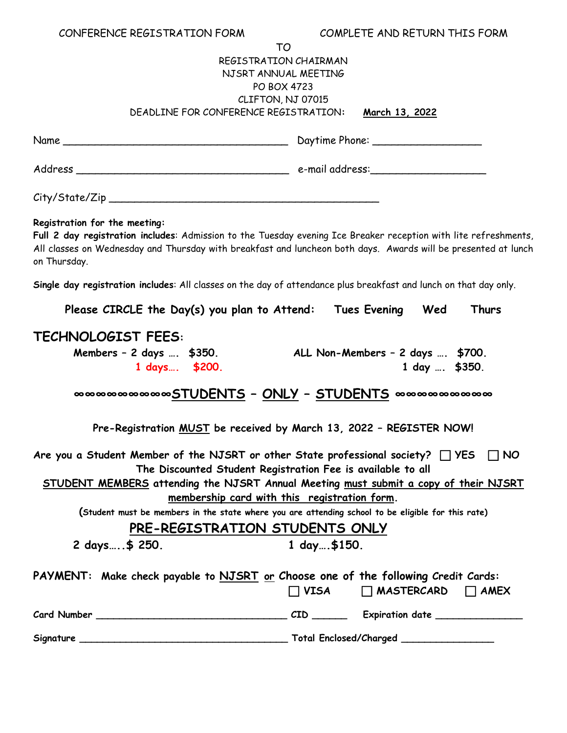CONFERENCE REGISTRATION FORM COMPLETE AND RETURN THIS FORM

TO

REGISTRATION CHAIRMAN
NJSRT ANNUAL MEETING
PO BOX 4723
CLIFTON, NJ 07015

DEADLINE FOR CONFERENCE REGISTRATION: **March 13, 2022**

Name ____________________________________ Daytime Phone: _________________

Address __________________________________ e-mail address:__________________

City/State/Zip ___________________________________________

**Registration for the meeting:**
**Full 2 day registration includes**: Admission to the Tuesday evening Ice Breaker reception with lite refreshments, All classes on Wednesday and Thursday with breakfast and luncheon both days. Awards will be presented at lunch on Thursday.

**Single day registration includes**: All classes on the day of attendance plus breakfast and lunch on that day only.

**Please CIRCLE the Day(s) you plan to Attend: Tues Evening Wed Thurs**

## TECHNOLOGIST FEES:

**Members – 2 days …. $350.**
**1 days…. $200.**

**ALL Non-Members – 2 days …. $700.**
**1 day …. $350.**

## ∞∞∞∞∞∞∞∞∞∞STUDENTS – ONLY – STUDENTS ∞∞∞∞∞∞∞∞∞∞

**Pre-Registration MUST be received by March 13, 2022 – REGISTER NOW!**

**Are you a Student Member of the NJSRT or other State professional society? ☐ YES ☐ NO**
**The Discounted Student Registration Fee is available to all STUDENT MEMBERS attending the NJSRT Annual Meeting must submit a copy of their NJSRT membership card with this registration form.**

**(Student must be members in the state where you are attending school to be eligible for this rate)**

## PRE-REGISTRATION STUDENTS ONLY

**2 days…..$ 250.** **1 day….$150.**

**PAYMENT: Make check payable to NJSRT or Choose one of the following Credit Cards:**
**☐ VISA ☐ MASTERCARD ☐ AMEX**

**Card Number** _______________________________ **CID** ______ **Expiration date** ______________

**Signature** ___________________________________ **Total Enclosed/Charged** _______________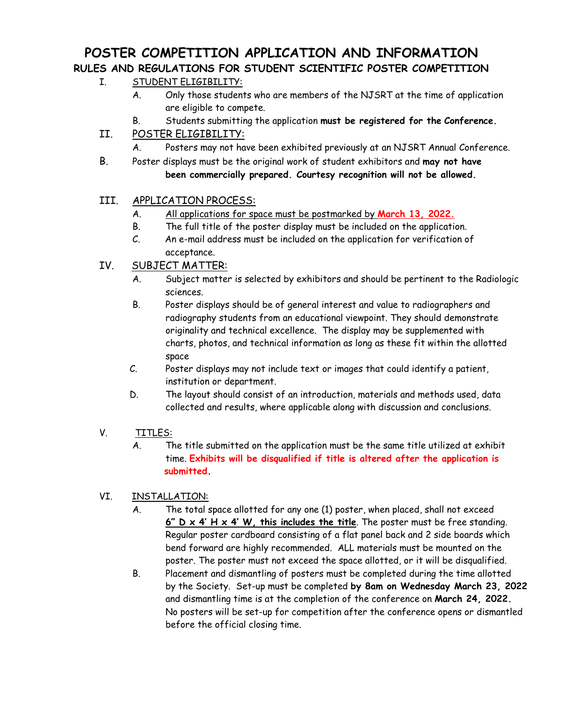# POSTER COMPETITION APPLICATION AND INFORMATION

## RULES AND REGULATIONS FOR STUDENT SCIENTIFIC POSTER COMPETITION

I. STUDENT ELIGIBILITY:

A. Only those students who are members of the NJSRT at the time of application are eligible to compete.

B. Students submitting the application **must be registered for the Conference.**

II. POSTER ELIGIBILITY:

A. Posters may not have been exhibited previously at an NJSRT Annual Conference.

B. Poster displays must be the original work of student exhibitors and **may not have been commercially prepared. Courtesy recognition will not be allowed.**

III. APPLICATION PROCESS:

A. All applications for space must be postmarked by **March 13, 2022.**

B. The full title of the poster display must be included on the application.

C. An e-mail address must be included on the application for verification of acceptance.

IV. SUBJECT MATTER:

A. Subject matter is selected by exhibitors and should be pertinent to the Radiologic sciences.

B. Poster displays should be of general interest and value to radiographers and radiography students from an educational viewpoint. They should demonstrate originality and technical excellence. The display may be supplemented with charts, photos, and technical information as long as these fit within the allotted space

C. Poster displays may not include text or images that could identify a patient, institution or department.

D. The layout should consist of an introduction, materials and methods used, data collected and results, where applicable along with discussion and conclusions.

V. TITLES:

A. The title submitted on the application must be the same title utilized at exhibit time. **Exhibits will be disqualified if title is altered after the application is submitted.**

VI. INSTALLATION:

A. The total space allotted for any one (1) poster, when placed, shall not exceed **6" D x 4' H x 4' W, this includes the title**. The poster must be free standing. Regular poster cardboard consisting of a flat panel back and 2 side boards which bend forward are highly recommended. ALL materials must be mounted on the poster. The poster must not exceed the space allotted, or it will be disqualified.

B. Placement and dismantling of posters must be completed during the time allotted by the Society. Set-up must be completed **by 8am on Wednesday March 23, 2022** and dismantling time is at the completion of the conference on **March 24, 2022.** No posters will be set-up for competition after the conference opens or dismantled before the official closing time.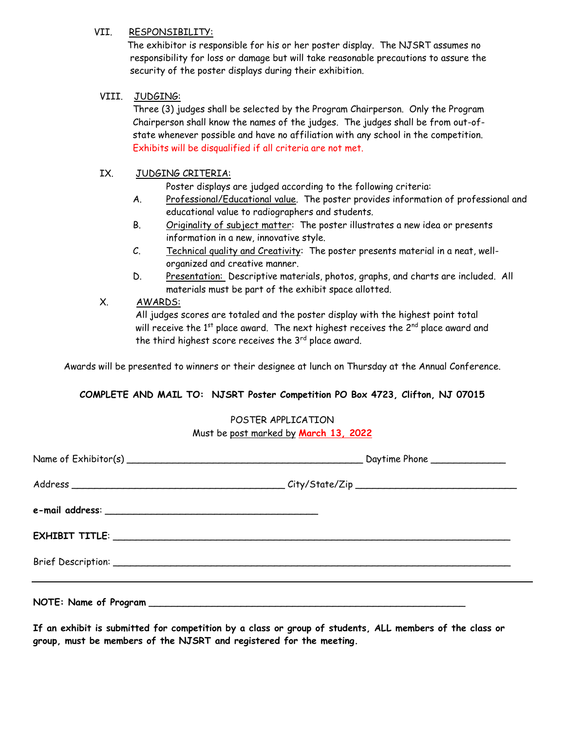VII. RESPONSIBILITY:

The exhibitor is responsible for his or her poster display. The NJSRT assumes no responsibility for loss or damage but will take reasonable precautions to assure the security of the poster displays during their exhibition.

VIII. JUDGING:

Three (3) judges shall be selected by the Program Chairperson. Only the Program Chairperson shall know the names of the judges. The judges shall be from out-of-state whenever possible and have no affiliation with any school in the competition. Exhibits will be disqualified if all criteria are not met.

IX. JUDGING CRITERIA:

Poster displays are judged according to the following criteria:

A. Professional/Educational value. The poster provides information of professional and educational value to radiographers and students.

B. Originality of subject matter: The poster illustrates a new idea or presents information in a new, innovative style.

C. Technical quality and Creativity: The poster presents material in a neat, well-organized and creative manner.

D. Presentation: Descriptive materials, photos, graphs, and charts are included. All materials must be part of the exhibit space allotted.

X. AWARDS:

All judges scores are totaled and the poster display with the highest point total will receive the 1st place award. The next highest receives the 2nd place award and the third highest score receives the 3rd place award.

Awards will be presented to winners or their designee at lunch on Thursday at the Annual Conference.

**COMPLETE AND MAIL TO: NJSRT Poster Competition PO Box 4723, Clifton, NJ 07015**

POSTER APPLICATION

Must be post marked by **March 13, 2022**

Name of Exhibitor(s) ____________________________________________ Daytime Phone _____________

Address ________________________________________ City/State/Zip ______________________________

**e-mail address**: ________________________________________

**EXHIBIT TITLE**: __________________________________________________________________________

Brief Description: __________________________________________________________________________

**NOTE: Name of Program** ____________________________________________________________

**If an exhibit is submitted for competition by a class or group of students, ALL members of the class or group, must be members of the NJSRT and registered for the meeting.**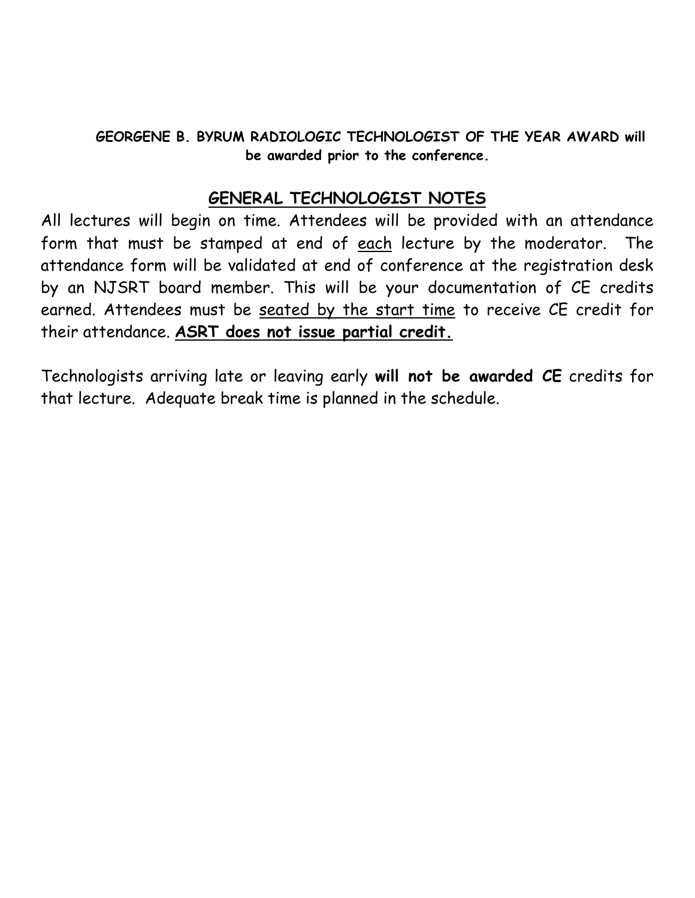**GEORGENE B. BYRUM RADIOLOGIC TECHNOLOGIST OF THE YEAR AWARD will be awarded prior to the conference.**

## GENERAL TECHNOLOGIST NOTES

All lectures will begin on time. Attendees will be provided with an attendance form that must be stamped at end of each lecture by the moderator. The attendance form will be validated at end of conference at the registration desk by an NJSRT board member. This will be your documentation of CE credits earned. Attendees must be seated by the start time to receive CE credit for their attendance. **ASRT does not issue partial credit.**

Technologists arriving late or leaving early **will not be awarded CE** credits for that lecture. Adequate break time is planned in the schedule.